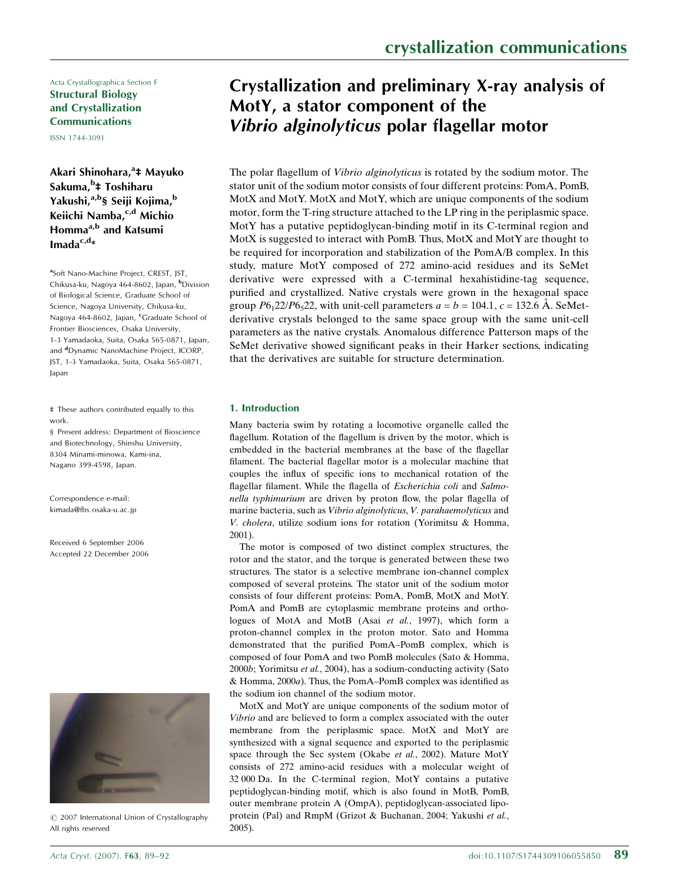Acta Crystallographica Section F
**Structural Biology and Crystallization Communications**
ISSN 1744-3091

# Crystallization and preliminary X-ray analysis of MotY, a stator component of the *Vibrio alginolyticus* polar flagellar motor

**Akari Shinohara,[a]‡ Mayuko Sakuma,[b]‡ Toshiharu Yakushi,[a,b]§ Seiji Kojima,[b] Keiichi Namba,[c,d] Michio Homma[a,b] and Katsumi Imada[c,d]***

[a]Soft Nano-Machine Project, CREST, JST, Chikusa-ku, Nagoya 464-8602, Japan, [b]Division of Biological Science, Graduate School of Science, Nagoya University, Chikusa-ku, Nagoya 464-8602, Japan, [c]Graduate School of Frontier Biosciences, Osaka University, 1-3 Yamadaoka, Suita, Osaka 565-0871, Japan, and [d]Dynamic NanoMachine Project, ICORP, JST, 1-3 Yamadaoka, Suita, Osaka 565-0871, Japan

‡ These authors contributed equally to this work.
§ Present address: Department of Bioscience and Biotechnology, Shinshu University, 8304 Minami-minowa, Kami-ina, Nagano 399-4598, Japan.

Correspondence e-mail: kimada@fbs.osaka-u.ac.jp

Received 6 September 2006
Accepted 22 December 2006

© 2007 International Union of Crystallography
All rights reserved

The polar flagellum of *Vibrio alginolyticus* is rotated by the sodium motor. The stator unit of the sodium motor consists of four different proteins: PomA, PomB, MotX and MotY. MotX and MotY, which are unique components of the sodium motor, form the T-ring structure attached to the LP ring in the periplasmic space. MotY has a putative peptidoglycan-binding motif in its C-terminal region and MotX is suggested to interact with PomB. Thus, MotX and MotY are thought to be required for incorporation and stabilization of the PomA/B complex. In this study, mature MotY composed of 272 amino-acid residues and its SeMet derivative were expressed with a C-terminal hexahistidine-tag sequence, purified and crystallized. Native crystals were grown in the hexagonal space group $P6_122/P6_522$, with unit-cell parameters $a = b = 104.1$, $c = 132.6$ Å. SeMet-derivative crystals belonged to the same space group with the same unit-cell parameters as the native crystals. Anomalous difference Patterson maps of the SeMet derivative showed significant peaks in their Harker sections, indicating that the derivatives are suitable for structure determination.

## 1. Introduction

Many bacteria swim by rotating a locomotive organelle called the flagellum. Rotation of the flagellum is driven by the motor, which is embedded in the bacterial membranes at the base of the flagellar filament. The bacterial flagellar motor is a molecular machine that couples the influx of specific ions to mechanical rotation of the flagellar filament. While the flagella of *Escherichia coli* and *Salmonella typhimurium* are driven by proton flow, the polar flagella of marine bacteria, such as *Vibrio alginolyticus*, *V. parahaemolyticus* and *V. cholera*, utilize sodium ions for rotation (Yorimitsu & Homma, 2001).

The motor is composed of two distinct complex structures, the rotor and the stator, and the torque is generated between these two structures. The stator is a selective membrane ion-channel complex composed of several proteins. The stator unit of the sodium motor consists of four different proteins: PomA, PomB, MotX and MotY. PomA and PomB are cytoplasmic membrane proteins and orthologues of MotA and MotB (Asai *et al.*, 1997), which form a proton-channel complex in the proton motor. Sato and Homma demonstrated that the purified PomA–PomB complex, which is composed of four PomA and two PomB molecules (Sato & Homma, 2000*b*; Yorimitsu *et al.*, 2004), has a sodium-conducting activity (Sato & Homma, 2000*a*). Thus, the PomA–PomB complex was identified as the sodium ion channel of the sodium motor.

MotX and MotY are unique components of the sodium motor of *Vibrio* and are believed to form a complex associated with the outer membrane from the periplasmic space. MotX and MotY are synthesized with a signal sequence and exported to the periplasmic space through the Sec system (Okabe *et al.*, 2002). Mature MotY consists of 272 amino-acid residues with a molecular weight of 32 000 Da. In the C-terminal region, MotY contains a putative peptidoglycan-binding motif, which is also found in MotB, PomB, outer membrane protein A (OmpA), peptidoglycan-associated lipoprotein (Pal) and RmpM (Grizot & Buchanan, 2004; Yakushi *et al.*, 2005).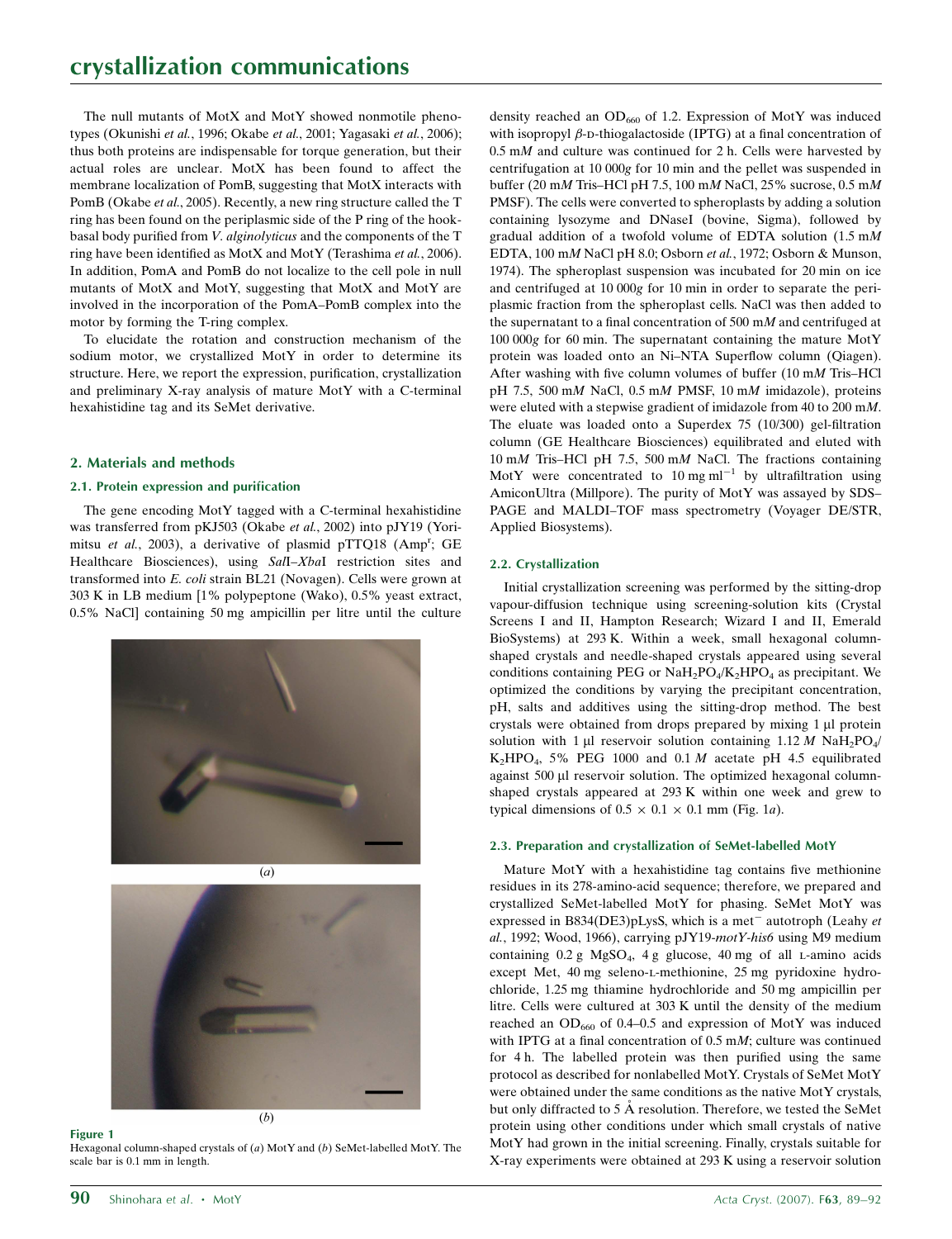The null mutants of MotX and MotY showed nonmotile phenotypes (Okunishi *et al.*, 1996; Okabe *et al.*, 2001; Yagasaki *et al.*, 2006); thus both proteins are indispensable for torque generation, but their actual roles are unclear. MotX has been found to affect the membrane localization of PomB, suggesting that MotX interacts with PomB (Okabe *et al.*, 2005). Recently, a new ring structure called the T ring has been found on the periplasmic side of the P ring of the hook-basal body purified from *V. alginolyticus* and the components of the T ring have been identified as MotX and MotY (Terashima *et al.*, 2006). In addition, PomA and PomB do not localize to the cell pole in null mutants of MotX and MotY, suggesting that MotX and MotY are involved in the incorporation of the PomA–PomB complex into the motor by forming the T-ring complex.

To elucidate the rotation and construction mechanism of the sodium motor, we crystallized MotY in order to determine its structure. Here, we report the expression, purification, crystallization and preliminary X-ray analysis of mature MotY with a C-terminal hexahistidine tag and its SeMet derivative.

## 2. Materials and methods

### 2.1. Protein expression and purification

The gene encoding MotY tagged with a C-terminal hexahistidine was transferred from pKJ503 (Okabe *et al.*, 2002) into pJY19 (Yorimitsu *et al.*, 2003), a derivative of plasmid pTTQ18 (Amp$^r$; GE Healthcare Biosciences), using *Sal*I–*Xba*I restriction sites and transformed into *E. coli* strain BL21 (Novagen). Cells were grown at 303 K in LB medium [1% polypeptone (Wako), 0.5% yeast extract, 0.5% NaCl] containing 50 mg ampicillin per litre until the culture density reached an $OD_{660}$ of 1.2. Expression of MotY was induced with isopropyl β-D-thiogalactoside (IPTG) at a final concentration of 0.5 m*M* and culture was continued for 2 h. Cells were harvested by centrifugation at 10 000*g* for 10 min and the pellet was suspended in buffer (20 m*M* Tris–HCl pH 7.5, 100 m*M* NaCl, 25% sucrose, 0.5 m*M* PMSF). The cells were converted to spheroplasts by adding a solution containing lysozyme and DNaseI (bovine, Sigma), followed by gradual addition of a twofold volume of EDTA solution (1.5 m*M* EDTA, 100 m*M* NaCl pH 8.0; Osborn *et al.*, 1972; Osborn & Munson, 1974). The spheroplast suspension was incubated for 20 min on ice and centrifuged at 10 000*g* for 10 min in order to separate the periplasmic fraction from the spheroplast cells. NaCl was then added to the supernatant to a final concentration of 500 m*M* and centrifuged at 100 000*g* for 60 min. The supernatant containing the mature MotY protein was loaded onto an Ni–NTA Superflow column (Qiagen). After washing with five column volumes of buffer (10 m*M* Tris–HCl pH 7.5, 500 m*M* NaCl, 0.5 m*M* PMSF, 10 m*M* imidazole), proteins were eluted with a stepwise gradient of imidazole from 40 to 200 m*M*. The eluate was loaded onto a Superdex 75 (10/300) gel-filtration column (GE Healthcare Biosciences) equilibrated and eluted with 10 m*M* Tris–HCl pH 7.5, 500 m*M* NaCl. The fractions containing MotY were concentrated to 10 mg $ml^{-1}$ by ultrafiltration using AmiconUltra (Millpore). The purity of MotY was assayed by SDS–PAGE and MALDI–TOF mass spectrometry (Voyager DE/STR, Applied Biosystems).

### 2.2. Crystallization

Initial crystallization screening was performed by the sitting-drop vapour-diffusion technique using screening-solution kits (Crystal Screens I and II, Hampton Research; Wizard I and II, Emerald BioSystems) at 293 K. Within a week, small hexagonal column-shaped crystals and needle-shaped crystals appeared using several conditions containing PEG or $NaH_2PO_4/K_2HPO_4$ as precipitant. We optimized the conditions by varying the precipitant concentration, pH, salts and additives using the sitting-drop method. The best crystals were obtained from drops prepared by mixing 1 µl protein solution with 1 µl reservoir solution containing 1.12 *M* $NaH_2PO_4$/$K_2HPO_4$, 5% PEG 1000 and 0.1 *M* acetate pH 4.5 equilibrated against 500 µl reservoir solution. The optimized hexagonal column-shaped crystals appeared at 293 K within one week and grew to typical dimensions of 0.5 × 0.1 × 0.1 mm (Fig. 1*a*).

### 2.3. Preparation and crystallization of SeMet-labelled MotY

Mature MotY with a hexahistidine tag contains five methionine residues in its 278-amino-acid sequence; therefore, we prepared and crystallized SeMet-labelled MotY for phasing. SeMet MotY was expressed in B834(DE3)pLysS, which is a met$^-$ autotroph (Leahy *et al.*, 1992; Wood, 1966), carrying pJY19-*motY-his6* using M9 medium containing 0.2 g $MgSO_4$, 4 g glucose, 40 mg of all L-amino acids except Met, 40 mg seleno-L-methionine, 25 mg pyridoxine hydrochloride, 1.25 mg thiamine hydrochloride and 50 mg ampicillin per litre. Cells were cultured at 303 K until the density of the medium reached an $OD_{660}$ of 0.4–0.5 and expression of MotY was induced with IPTG at a final concentration of 0.5 m*M*; culture was continued for 4 h. The labelled protein was then purified using the same protocol as described for nonlabelled MotY. Crystals of SeMet MotY were obtained under the same conditions as the native MotY crystals, but only diffracted to 5 Å resolution. Therefore, we tested the SeMet protein using other conditions under which small crystals of native MotY had grown in the initial screening. Finally, crystals suitable for X-ray experiments were obtained at 293 K using a reservoir solution

**Figure 1**
Hexagonal column-shaped crystals of (*a*) MotY and (*b*) SeMet-labelled MotY. The scale bar is 0.1 mm in length.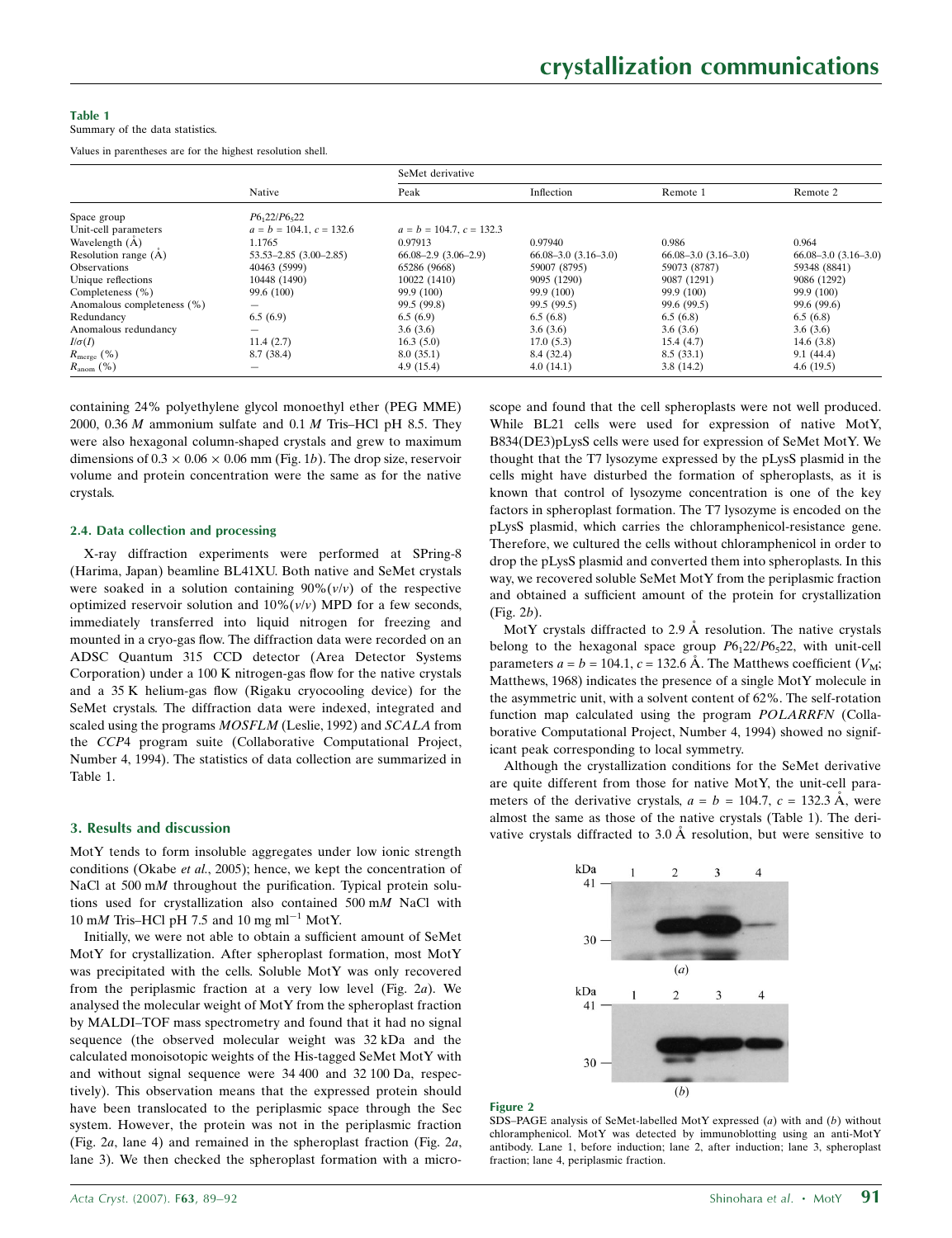**Table 1**
Summary of the data statistics.

Values in parentheses are for the highest resolution shell.

| | Native | SeMet derivative | | | |
|---|---|---|---|---|---|
| | | Peak | Inflection | Remote 1 | Remote 2 |
| Space group | $P6_122/P6_522$ | | | | |
| Unit-cell parameters | $a = b = 104.1$, $c = 132.6$ | $a = b = 104.7$, $c = 132.3$ | | | |
| Wavelength (Å) | 1.1765 | 0.97913 | 0.97940 | 0.986 | 0.964 |
| Resolution range (Å) | 53.53–2.85 (3.00–2.85) | 66.08–2.9 (3.06–2.9) | 66.08–3.0 (3.16–3.0) | 66.08–3.0 (3.16–3.0) | 66.08–3.0 (3.16–3.0) |
| Observations | 40463 (5999) | 65286 (9668) | 59007 (8795) | 59073 (8787) | 59348 (8841) |
| Unique reflections | 10448 (1490) | 10022 (1410) | 9095 (1290) | 9087 (1291) | 9086 (1292) |
| Completeness (%) | 99.6 (100) | 99.9 (100) | 99.9 (100) | 99.9 (100) | 99.9 (100) |
| Anomalous completeness (%) | — | 99.5 (99.8) | 99.5 (99.5) | 99.6 (99.5) | 99.6 (99.6) |
| Redundancy | 6.5 (6.9) | 6.5 (6.9) | 6.5 (6.8) | 6.5 (6.8) | 6.5 (6.8) |
| Anomalous redundancy | — | 3.6 (3.6) | 3.6 (3.6) | 3.6 (3.6) | 3.6 (3.6) |
| $I/\sigma(I)$ | 11.4 (2.7) | 16.3 (5.0) | 17.0 (5.3) | 15.4 (4.7) | 14.6 (3.8) |
| $R_{merge}$ (%) | 8.7 (38.4) | 8.0 (35.1) | 8.4 (32.4) | 8.5 (33.1) | 9.1 (44.4) |
| $R_{anom}$ (%) | — | 4.9 (15.4) | 4.0 (14.1) | 3.8 (14.2) | 4.6 (19.5) |

containing 24% polyethylene glycol monoethyl ether (PEG MME) 2000, 0.36 *M* ammonium sulfate and 0.1 *M* Tris–HCl pH 8.5. They were also hexagonal column-shaped crystals and grew to maximum dimensions of 0.3 × 0.06 × 0.06 mm (Fig. 1*b*). The drop size, reservoir volume and protein concentration were the same as for the native crystals.

### 2.4. Data collection and processing

X-ray diffraction experiments were performed at SPring-8 (Harima, Japan) beamline BL41XU. Both native and SeMet crystals were soaked in a solution containing 90%(*v*/*v*) of the respective optimized reservoir solution and 10%(*v*/*v*) MPD for a few seconds, immediately transferred into liquid nitrogen for freezing and mounted in a cryo-gas flow. The diffraction data were recorded on an ADSC Quantum 315 CCD detector (Area Detector Systems Corporation) under a 100 K nitrogen-gas flow for the native crystals and a 35 K helium-gas flow (Rigaku cryocooling device) for the SeMet crystals. The diffraction data were indexed, integrated and scaled using the programs *MOSFLM* (Leslie, 1992) and *SCALA* from the *CCP*4 program suite (Collaborative Computational Project, Number 4, 1994). The statistics of data collection are summarized in Table 1.

## 3. Results and discussion

MotY tends to form insoluble aggregates under low ionic strength conditions (Okabe *et al.*, 2005); hence, we kept the concentration of NaCl at 500 m*M* throughout the purification. Typical protein solutions used for crystallization also contained 500 m*M* NaCl with 10 m*M* Tris–HCl pH 7.5 and 10 mg $ml^{-1}$ MotY.

Initially, we were not able to obtain a sufficient amount of SeMet MotY for crystallization. After spheroplast formation, most MotY was precipitated with the cells. Soluble MotY was only recovered from the periplasmic fraction at a very low level (Fig. 2*a*). We analysed the molecular weight of MotY from the spheroplast fraction by MALDI–TOF mass spectrometry and found that it had no signal sequence (the observed molecular weight was 32 kDa and the calculated monoisotopic weights of the His-tagged SeMet MotY with and without signal sequence were 34 400 and 32 100 Da, respectively). This observation means that the expressed protein should have been translocated to the periplasmic space through the Sec system. However, the protein was not in the periplasmic fraction (Fig. 2*a*, lane 4) and remained in the spheroplast fraction (Fig. 2*a*, lane 3). We then checked the spheroplast formation with a microscope and found that the cell spheroplasts were not well produced. While BL21 cells were used for expression of native MotY, B834(DE3)pLysS cells were used for expression of SeMet MotY. We thought that the T7 lysozyme expressed by the pLysS plasmid in the cells might have disturbed the formation of spheroplasts, as it is known that control of lysozyme concentration is one of the key factors in spheroplast formation. The T7 lysozyme is encoded on the pLysS plasmid, which carries the chloramphenicol-resistance gene. Therefore, we cultured the cells without chloramphenicol in order to drop the pLysS plasmid and converted them into spheroplasts. In this way, we recovered soluble SeMet MotY from the periplasmic fraction and obtained a sufficient amount of the protein for crystallization (Fig. 2*b*).

MotY crystals diffracted to 2.9 Å resolution. The native crystals belong to the hexagonal space group $P6_122/P6_522$, with unit-cell parameters $a = b = 104.1$, $c = 132.6$ Å. The Matthews coefficient ($V_M$; Matthews, 1968) indicates the presence of a single MotY molecule in the asymmetric unit, with a solvent content of 62%. The self-rotation function map calculated using the program *POLARRFN* (Collaborative Computational Project, Number 4, 1994) showed no significant peak corresponding to local symmetry.

Although the crystallization conditions for the SeMet derivative are quite different from those for native MotY, the unit-cell parameters of the derivative crystals, $a = b = 104.7$, $c = 132.3$ Å, were almost the same as those of the native crystals (Table 1). The derivative crystals diffracted to 3.0 Å resolution, but were sensitive to

**Figure 2**
SDS–PAGE analysis of SeMet-labelled MotY expressed (*a*) with and (*b*) without chloramphenicol. MotY was detected by immunoblotting using an anti-MotY antibody. Lane 1, before induction; lane 2, after induction; lane 3, spheroplast fraction; lane 4, periplasmic fraction.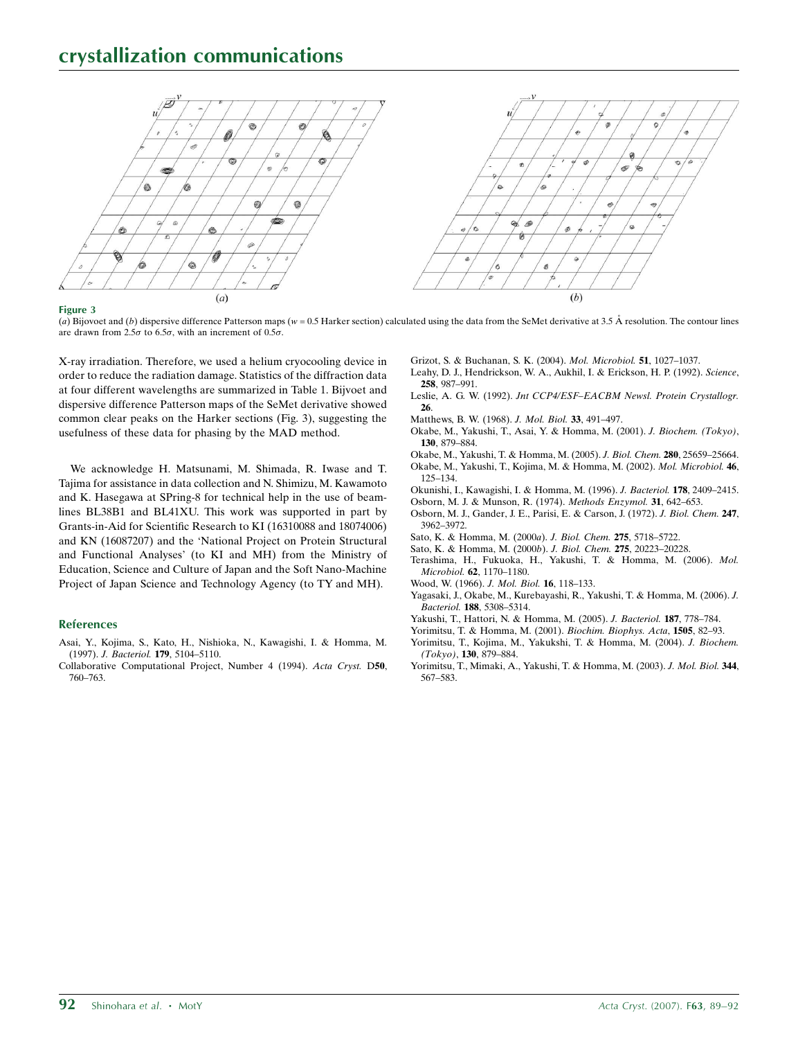(a)

(b)

**Figure 3**
(*a*) Bijvoet and (*b*) dispersive difference Patterson maps ($w$ = 0.5 Harker section) calculated using the data from the SeMet derivative at 3.5 Å resolution. The contour lines are drawn from 2.5$\sigma$ to 6.5$\sigma$, with an increment of 0.5$\sigma$.

X-ray irradiation. Therefore, we used a helium cryocooling device in order to reduce the radiation damage. Statistics of the diffraction data at four different wavelengths are summarized in Table 1. Bijvoet and dispersive difference Patterson maps of the SeMet derivative showed common clear peaks on the Harker sections (Fig. 3), suggesting the usefulness of these data for phasing by the MAD method.

We acknowledge H. Matsunami, M. Shimada, R. Iwase and T. Tajima for assistance in data collection and N. Shimizu, M. Kawamoto and K. Hasegawa at SPring-8 for technical help in the use of beamlines BL38B1 and BL41XU. This work was supported in part by Grants-in-Aid for Scientific Research to KI (16310088 and 18074006) and KN (16087207) and the 'National Project on Protein Structural and Functional Analyses' (to KI and MH) from the Ministry of Education, Science and Culture of Japan and the Soft Nano-Machine Project of Japan Science and Technology Agency (to TY and MH).

## References

Asai, Y., Kojima, S., Kato, H., Nishioka, N., Kawagishi, I. & Homma, M. (1997). *J. Bacteriol.* **179**, 5104–5110.

Collaborative Computational Project, Number 4 (1994). *Acta Cryst.* D**50**, 760–763.

Grizot, S. & Buchanan, S. K. (2004). *Mol. Microbiol.* **51**, 1027–1037.

Leahy, D. J., Hendrickson, W. A., Aukhil, I. & Erickson, H. P. (1992). *Science*, **258**, 987–991.

Leslie, A. G. W. (1992). *Jnt CCP4/ESF–EACBM Newsl. Protein Crystallogr.* **26**.

Matthews, B. W. (1968). *J. Mol. Biol.* **33**, 491–497.

Okabe, M., Yakushi, T., Asai, Y. & Homma, M. (2001). *J. Biochem. (Tokyo)*, **130**, 879–884.

Okabe, M., Yakushi, T. & Homma, M. (2005). *J. Biol. Chem.* **280**, 25659–25664.

Okabe, M., Yakushi, T., Kojima, M. & Homma, M. (2002). *Mol. Microbiol.* **46**, 125–134.

Okunishi, I., Kawagishi, I. & Homma, M. (1996). *J. Bacteriol.* **178**, 2409–2415.

Osborn, M. J. & Munson, R. (1974). *Methods Enzymol.* **31**, 642–653.

Osborn, M. J., Gander, J. E., Parisi, E. & Carson, J. (1972). *J. Biol. Chem.* **247**, 3962–3972.

Sato, K. & Homma, M. (2000*a*). *J. Biol. Chem.* **275**, 5718–5722.

Sato, K. & Homma, M. (2000*b*). *J. Biol. Chem.* **275**, 20223–20228.

Terashima, H., Fukuoka, H., Yakushi, T. & Homma, M. (2006). *Mol. Microbiol.* **62**, 1170–1180.

Wood, W. (1966). *J. Mol. Biol.* **16**, 118–133.

Yagasaki, J., Okabe, M., Kurebayashi, R., Yakushi, T. & Homma, M. (2006). *J. Bacteriol.* **188**, 5308–5314.

Yakushi, T., Hattori, N. & Homma, M. (2005). *J. Bacteriol.* **187**, 778–784.

Yorimitsu, T. & Homma, M. (2001). *Biochim. Biophys. Acta*, **1505**, 82–93.

Yorimitsu, T., Kojima, M., Yakukshi, T. & Homma, M. (2004). *J. Biochem. (Tokyo)*, **130**, 879–884.

Yorimitsu, T., Mimaki, A., Yakushi, T. & Homma, M. (2003). *J. Mol. Biol.* **344**, 567–583.